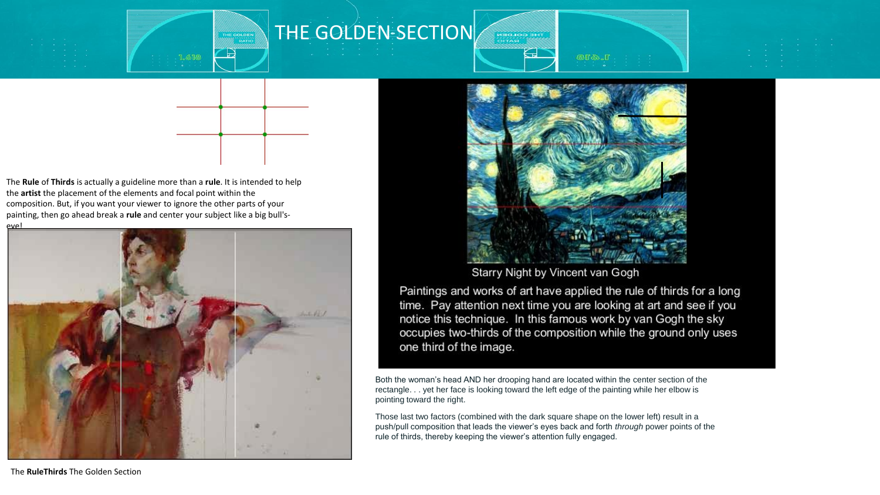# THE GOLDEN SECTION

The **Rule** of **Thirds** is actually a guideline more than a **rule**. It is intended to help the **artist** the placement of the elements and focal point within the composition. But, if you want your viewer to ignore the other parts of your painting, then go ahead break a **rule** and center your subject like a big bull's-eye!

Starry Night by Vincent van Gogh

Paintings and works of art have applied the rule of thirds for a long time. Pay attention next time you are looking at art and see if you notice this technique. In this famous work by van Gogh the sky occupies two-thirds of the composition while the ground only uses one third of the image.

Both the woman's head AND her drooping hand are located within the center section of the rectangle. . . yet her face is looking toward the left edge of the painting while her elbow is pointing toward the right.

Those last two factors (combined with the dark square shape on the lower left) result in a push/pull composition that leads the viewer's eyes back and forth *through* power points of the rule of thirds, thereby keeping the viewer's attention fully engaged.

The **RuleThirds** The Golden Section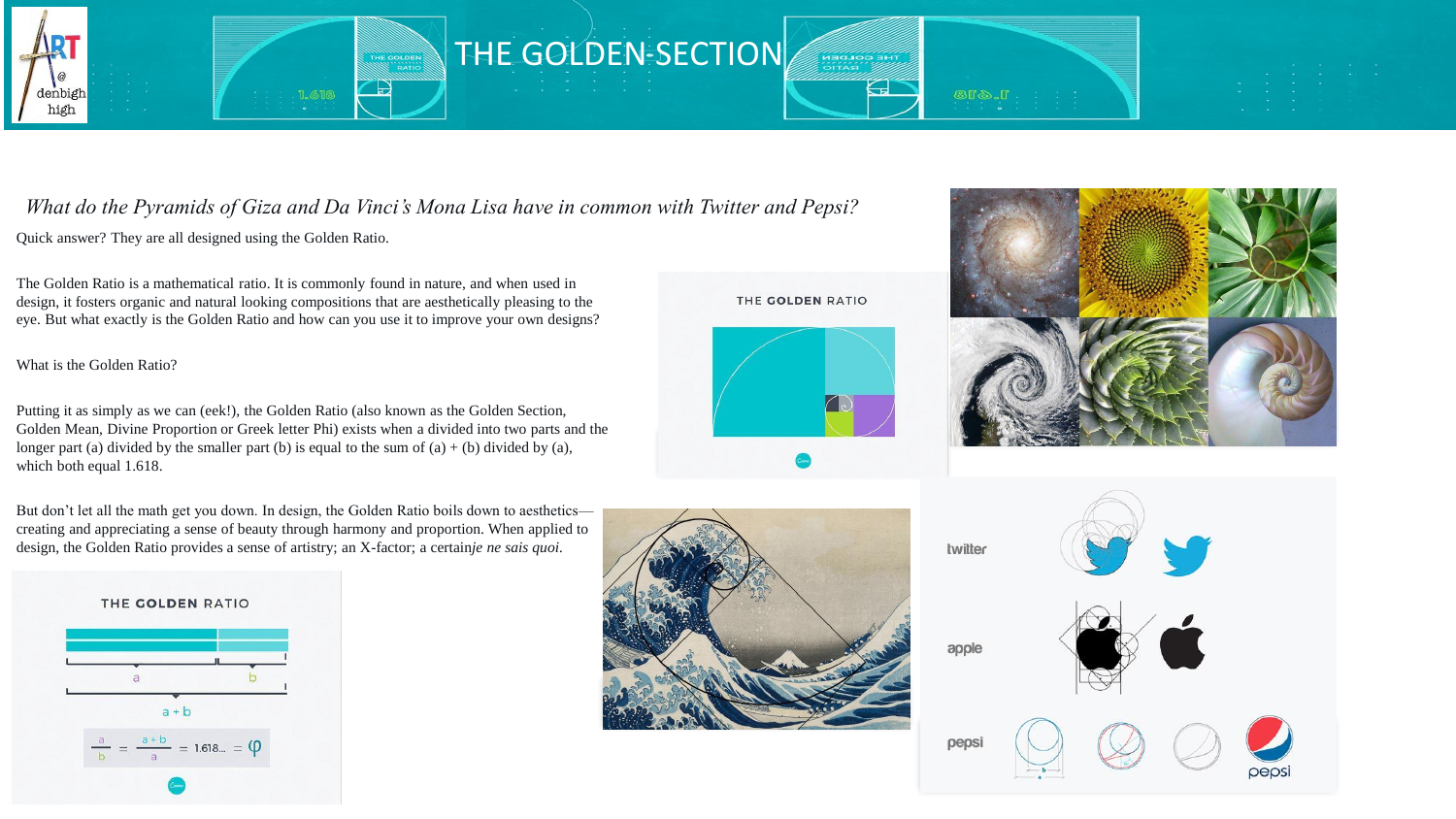# THE GOLDEN SECTION

*What do the Pyramids of Giza and Da Vinci's Mona Lisa have in common with Twitter and Pepsi?*

Quick answer? They are all designed using the Golden Ratio.

The Golden Ratio is a mathematical ratio. It is commonly found in nature, and when used in design, it fosters organic and natural looking compositions that are aesthetically pleasing to the eye. But what exactly is the Golden Ratio and how can you use it to improve your own designs?

What is the Golden Ratio?

Putting it as simply as we can (eek!), the Golden Ratio (also known as the Golden Section, Golden Mean, Divine Proportion or Greek letter Phi) exists when a divided into two parts and the longer part (a) divided by the smaller part (b) is equal to the sum of (a) + (b) divided by (a), which both equal 1.618.

But don't let all the math get you down. In design, the Golden Ratio boils down to aesthetics—creating and appreciating a sense of beauty through harmony and proportion. When applied to design, the Golden Ratio provides a sense of artistry; an X-factor; a certain *je ne sais quoi*.

THE GOLDEN RATIO

$$\frac{a}{b} = \frac{a+b}{a} = 1.618... = \varphi$$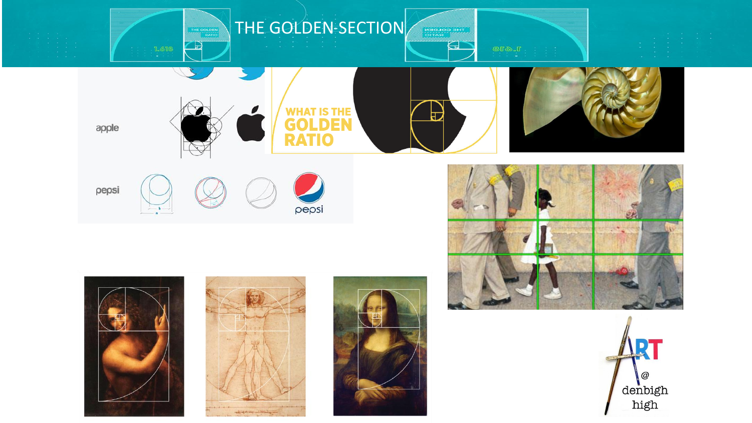# THE GOLDEN SECTION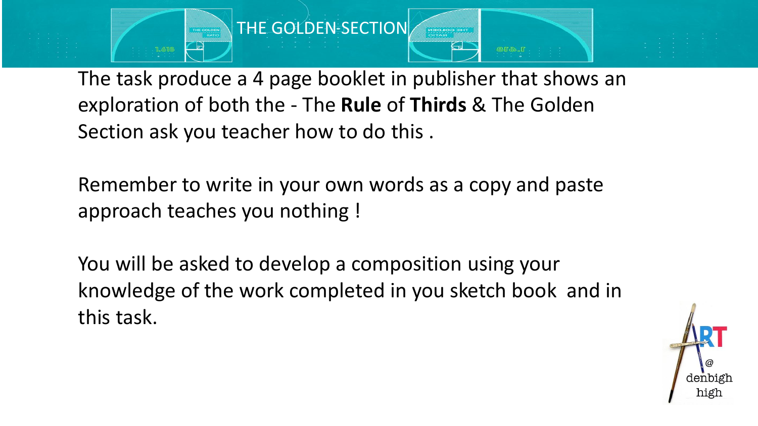# THE GOLDEN SECTION

The task produce a 4 page booklet in publisher that shows an exploration of both the - The **Rule** of **Thirds** & The Golden Section ask you teacher how to do this .

Remember to write in your own words as a copy and paste approach teaches you nothing !

You will be asked to develop a composition using your knowledge of the work completed in you sketch book and in this task.

ART @ denbigh high